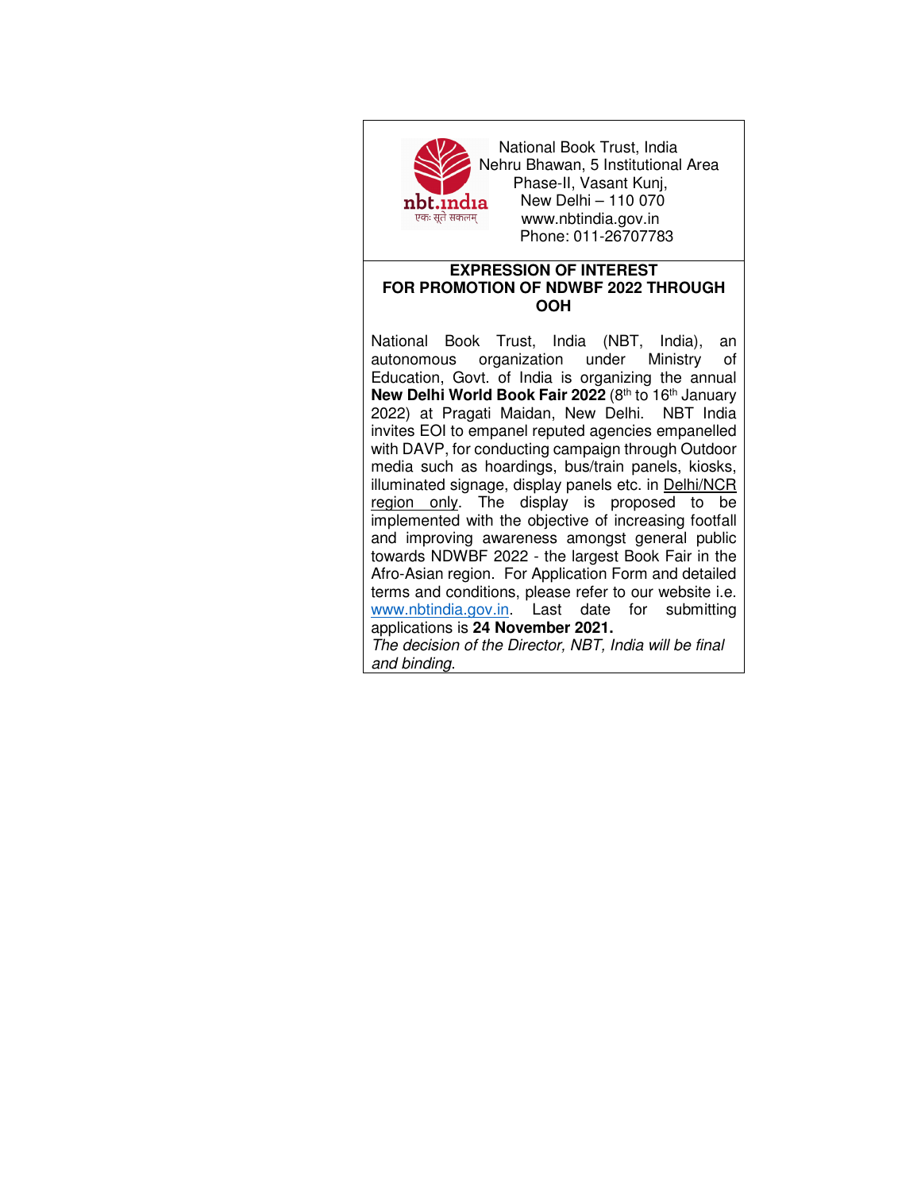nbt.india
एकः सूते सकलम्

National Book Trust, India
Nehru Bhawan, 5 Institutional Area
Phase-II, Vasant Kunj,
New Delhi – 110 070
www.nbtindia.gov.in
Phone: 011-26707783

## EXPRESSION OF INTEREST FOR PROMOTION OF NDWBF 2022 THROUGH OOH

National Book Trust, India (NBT, India), an autonomous organization under Ministry of Education, Govt. of India is organizing the annual **New Delhi World Book Fair 2022** (8th to 16th January 2022) at Pragati Maidan, New Delhi. NBT India invites EOI to empanel reputed agencies empanelled with DAVP, for conducting campaign through Outdoor media such as hoardings, bus/train panels, kiosks, illuminated signage, display panels etc. in Delhi/NCR region only. The display is proposed to be implemented with the objective of increasing footfall and improving awareness amongst general public towards NDWBF 2022 - the largest Book Fair in the Afro-Asian region. For Application Form and detailed terms and conditions, please refer to our website i.e. www.nbtindia.gov.in. Last date for submitting applications is **24 November 2021.**

*The decision of the Director, NBT, India will be final and binding.*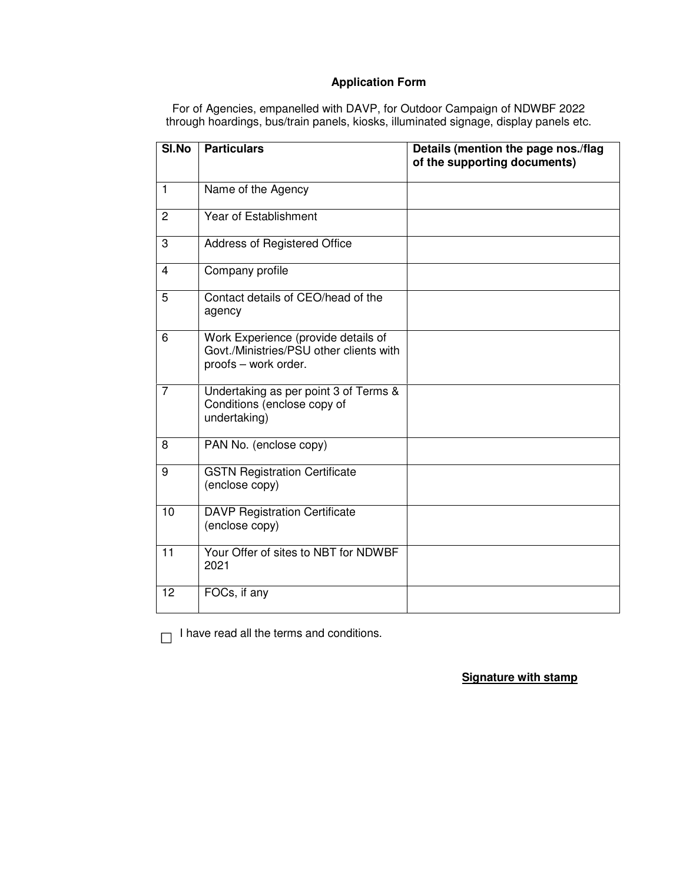**Application Form**

For of Agencies, empanelled with DAVP, for Outdoor Campaign of NDWBF 2022 through hoardings, bus/train panels, kiosks, illuminated signage, display panels etc.

| Sl.No | Particulars | Details (mention the page nos./flag of the supporting documents) |
|---|---|---|
| 1 | Name of the Agency | |
| 2 | Year of Establishment | |
| 3 | Address of Registered Office | |
| 4 | Company profile | |
| 5 | Contact details of CEO/head of the agency | |
| 6 | Work Experience (provide details of Govt./Ministries/PSU other clients with proofs – work order. | |
| 7 | Undertaking as per point 3 of Terms & Conditions (enclose copy of undertaking) | |
| 8 | PAN No. (enclose copy) | |
| 9 | GSTN Registration Certificate (enclose copy) | |
| 10 | DAVP Registration Certificate (enclose copy) | |
| 11 | Your Offer of sites to NBT for NDWBF 2021 | |
| 12 | FOCs, if any | |

☐ I have read all the terms and conditions.

**Signature with stamp**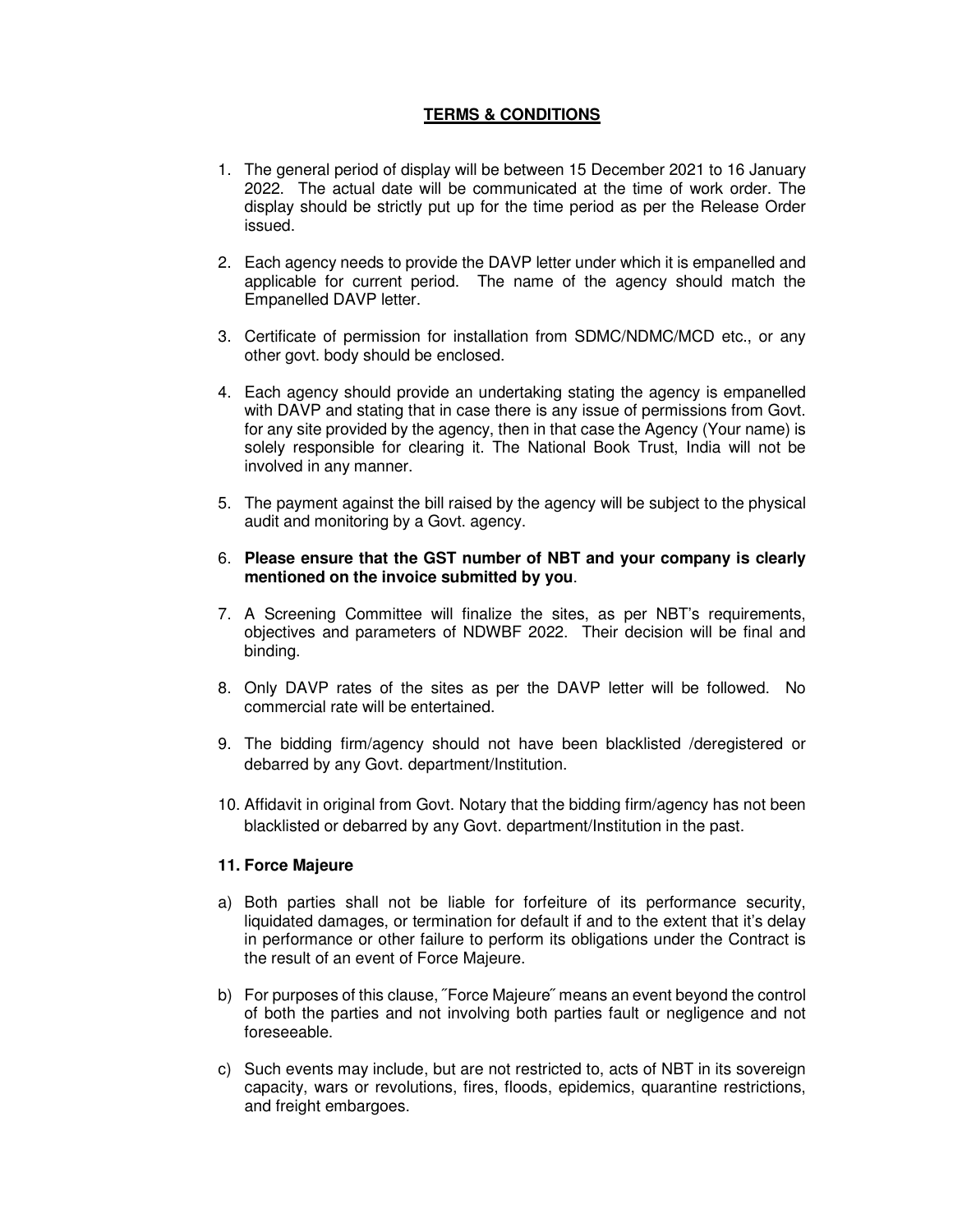## TERMS & CONDITIONS

1. The general period of display will be between 15 December 2021 to 16 January 2022. The actual date will be communicated at the time of work order. The display should be strictly put up for the time period as per the Release Order issued.

2. Each agency needs to provide the DAVP letter under which it is empanelled and applicable for current period. The name of the agency should match the Empanelled DAVP letter.

3. Certificate of permission for installation from SDMC/NDMC/MCD etc., or any other govt. body should be enclosed.

4. Each agency should provide an undertaking stating the agency is empanelled with DAVP and stating that in case there is any issue of permissions from Govt. for any site provided by the agency, then in that case the Agency (Your name) is solely responsible for clearing it. The National Book Trust, India will not be involved in any manner.

5. The payment against the bill raised by the agency will be subject to the physical audit and monitoring by a Govt. agency.

6. **Please ensure that the GST number of NBT and your company is clearly mentioned on the invoice submitted by you**.

7. A Screening Committee will finalize the sites, as per NBT's requirements, objectives and parameters of NDWBF 2022. Their decision will be final and binding.

8. Only DAVP rates of the sites as per the DAVP letter will be followed. No commercial rate will be entertained.

9. The bidding firm/agency should not have been blacklisted /deregistered or debarred by any Govt. department/Institution.

10. Affidavit in original from Govt. Notary that the bidding firm/agency has not been blacklisted or debarred by any Govt. department/Institution in the past.

**11. Force Majeure**

a) Both parties shall not be liable for forfeiture of its performance security, liquidated damages, or termination for default if and to the extent that it's delay in performance or other failure to perform its obligations under the Contract is the result of an event of Force Majeure.

b) For purposes of this clause, ˝Force Majeure˝ means an event beyond the control of both the parties and not involving both parties fault or negligence and not foreseeable.

c) Such events may include, but are not restricted to, acts of NBT in its sovereign capacity, wars or revolutions, fires, floods, epidemics, quarantine restrictions, and freight embargoes.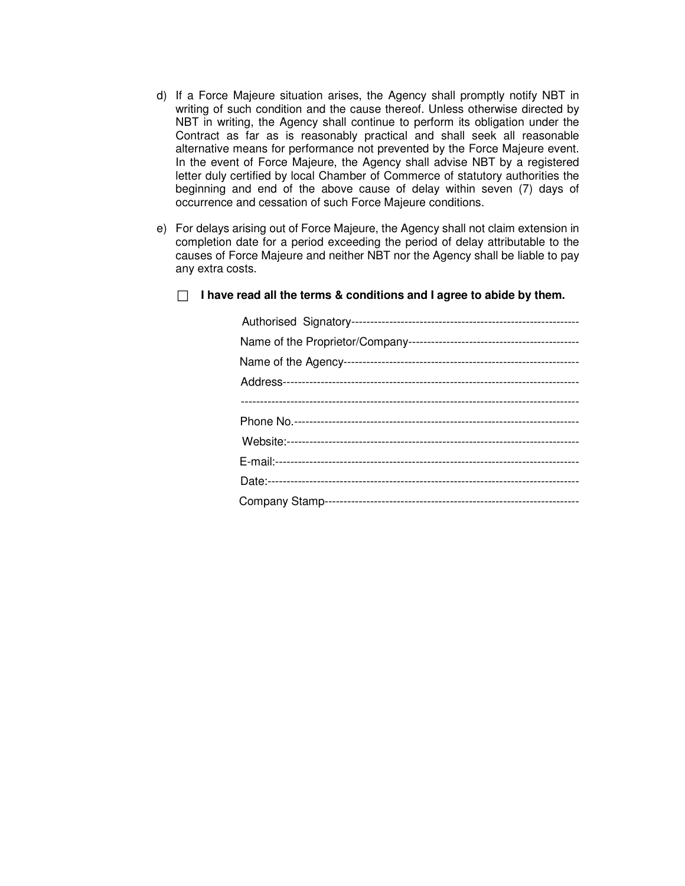d) If a Force Majeure situation arises, the Agency shall promptly notify NBT in writing of such condition and the cause thereof. Unless otherwise directed by NBT in writing, the Agency shall continue to perform its obligation under the Contract as far as is reasonably practical and shall seek all reasonable alternative means for performance not prevented by the Force Majeure event. In the event of Force Majeure, the Agency shall advise NBT by a registered letter duly certified by local Chamber of Commerce of statutory authorities the beginning and end of the above cause of delay within seven (7) days of occurrence and cessation of such Force Majeure conditions.

e) For delays arising out of Force Majeure, the Agency shall not claim extension in completion date for a period exceeding the period of delay attributable to the causes of Force Majeure and neither NBT nor the Agency shall be liable to pay any extra costs.

☐ **I have read all the terms & conditions and I agree to abide by them.**

Authorised Signatory------------------------------------------------------------

Name of the Proprietor/Company---------------------------------------------

Name of the Agency--------------------------------------------------------------

Address------------------------------------------------------------------------------

-----------------------------------------------------------------------------------------

Phone No.---------------------------------------------------------------------------

Website:------------------------------------------------------------------------------

E-mail:--------------------------------------------------------------------------------

Date:-----------------------------------------------------------------------------------

Company Stamp-------------------------------------------------------------------